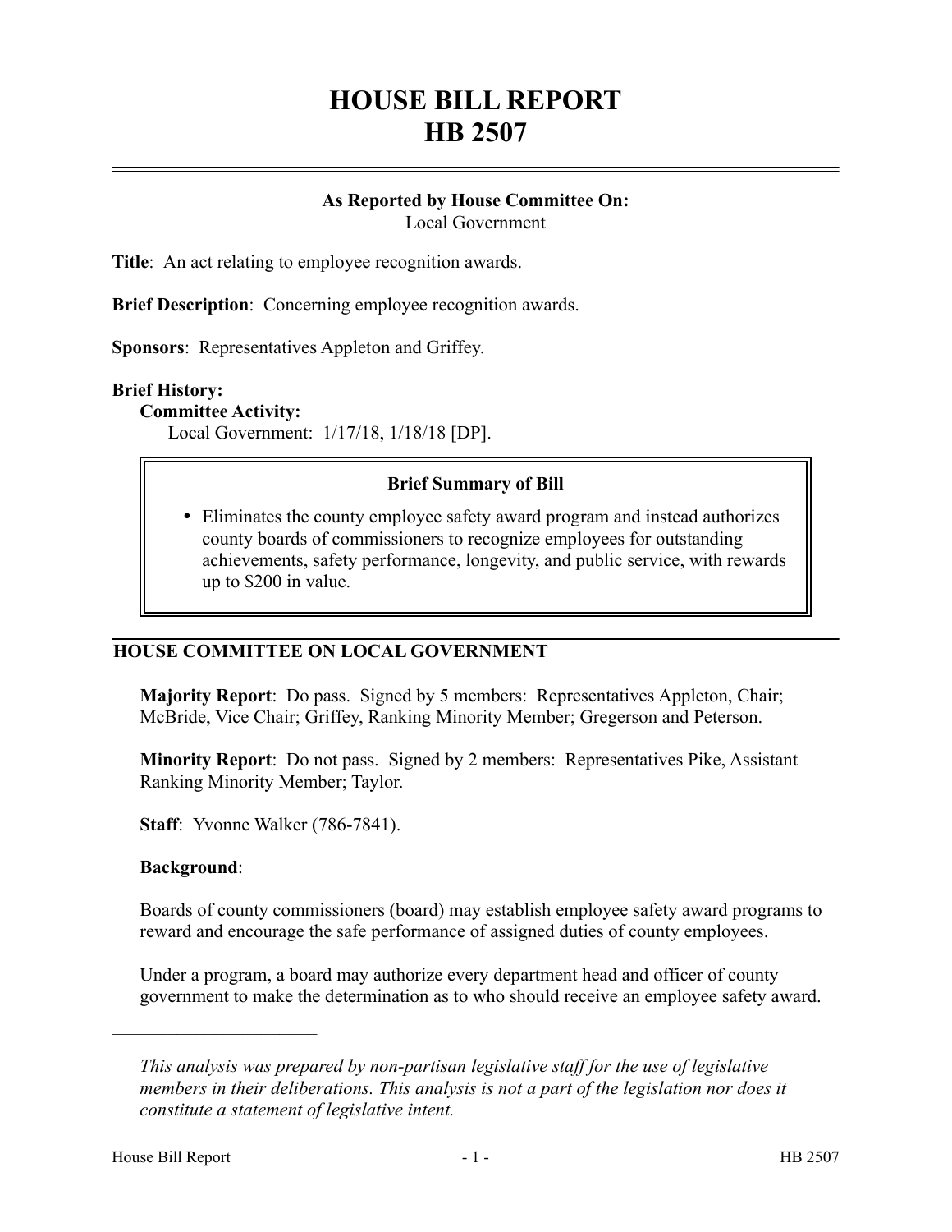# HOUSE BILL REPORT
# HB 2507

**As Reported by House Committee On:**
Local Government

**Title**: An act relating to employee recognition awards.

**Brief Description**: Concerning employee recognition awards.

**Sponsors**: Representatives Appleton and Griffey.

**Brief History:**

**Committee Activity:**

Local Government: 1/17/18, 1/18/18 [DP].

**Brief Summary of Bill**

- Eliminates the county employee safety award program and instead authorizes county boards of commissioners to recognize employees for outstanding achievements, safety performance, longevity, and public service, with rewards up to $200 in value.

## HOUSE COMMITTEE ON LOCAL GOVERNMENT

**Majority Report**: Do pass. Signed by 5 members: Representatives Appleton, Chair; McBride, Vice Chair; Griffey, Ranking Minority Member; Gregerson and Peterson.

**Minority Report**: Do not pass. Signed by 2 members: Representatives Pike, Assistant Ranking Minority Member; Taylor.

**Staff**: Yvonne Walker (786-7841).

**Background**:

Boards of county commissioners (board) may establish employee safety award programs to reward and encourage the safe performance of assigned duties of county employees.

Under a program, a board may authorize every department head and officer of county government to make the determination as to who should receive an employee safety award.

---

*This analysis was prepared by non-partisan legislative staff for the use of legislative members in their deliberations. This analysis is not a part of the legislation nor does it constitute a statement of legislative intent.*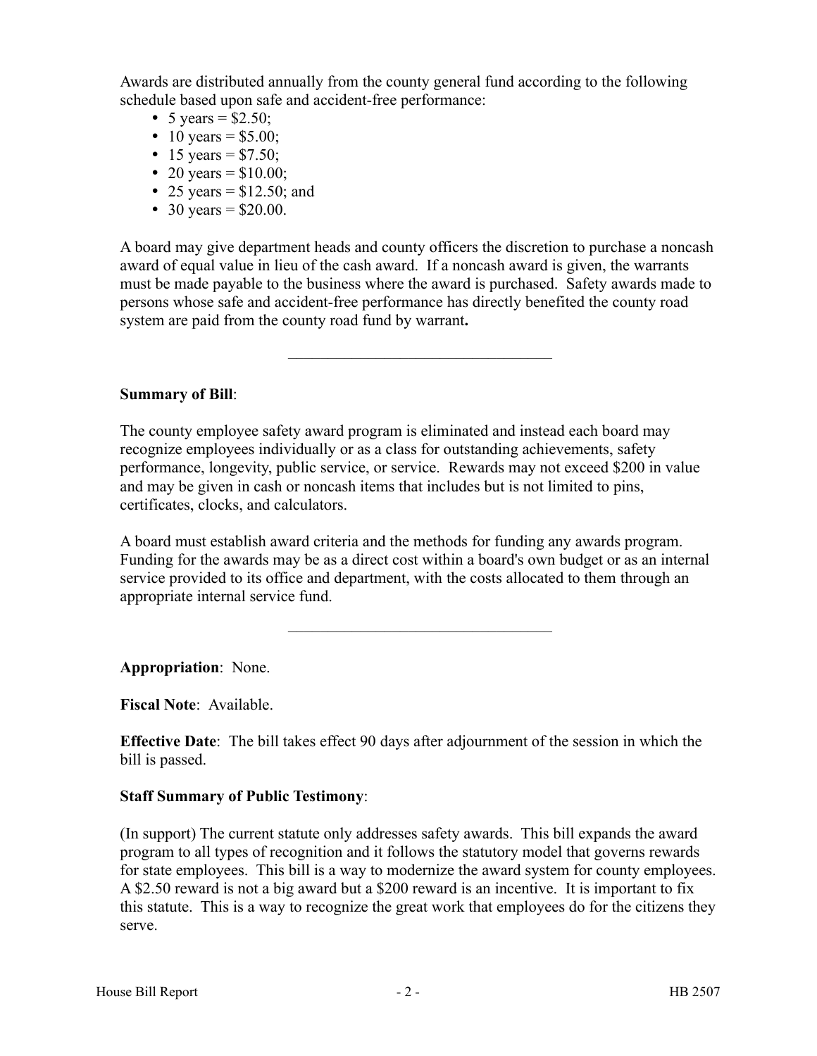Awards are distributed annually from the county general fund according to the following schedule based upon safe and accident-free performance:

- 5 years = $2.50;
- 10 years = $5.00;
- 15 years = $7.50;
- 20 years = $10.00;
- 25 years = $12.50; and
- 30 years = $20.00.

A board may give department heads and county officers the discretion to purchase a noncash award of equal value in lieu of the cash award. If a noncash award is given, the warrants must be made payable to the business where the award is purchased. Safety awards made to persons whose safe and accident-free performance has directly benefited the county road system are paid from the county road fund by warrant**.**

---

**Summary of Bill**:

The county employee safety award program is eliminated and instead each board may recognize employees individually or as a class for outstanding achievements, safety performance, longevity, public service, or service. Rewards may not exceed $200 in value and may be given in cash or noncash items that includes but is not limited to pins, certificates, clocks, and calculators.

A board must establish award criteria and the methods for funding any awards program. Funding for the awards may be as a direct cost within a board's own budget or as an internal service provided to its office and department, with the costs allocated to them through an appropriate internal service fund.

---

**Appropriation**: None.

**Fiscal Note**: Available.

**Effective Date**: The bill takes effect 90 days after adjournment of the session in which the bill is passed.

**Staff Summary of Public Testimony**:

(In support) The current statute only addresses safety awards. This bill expands the award program to all types of recognition and it follows the statutory model that governs rewards for state employees. This bill is a way to modernize the award system for county employees. A $2.50 reward is not a big award but a $200 reward is an incentive. It is important to fix this statute. This is a way to recognize the great work that employees do for the citizens they serve.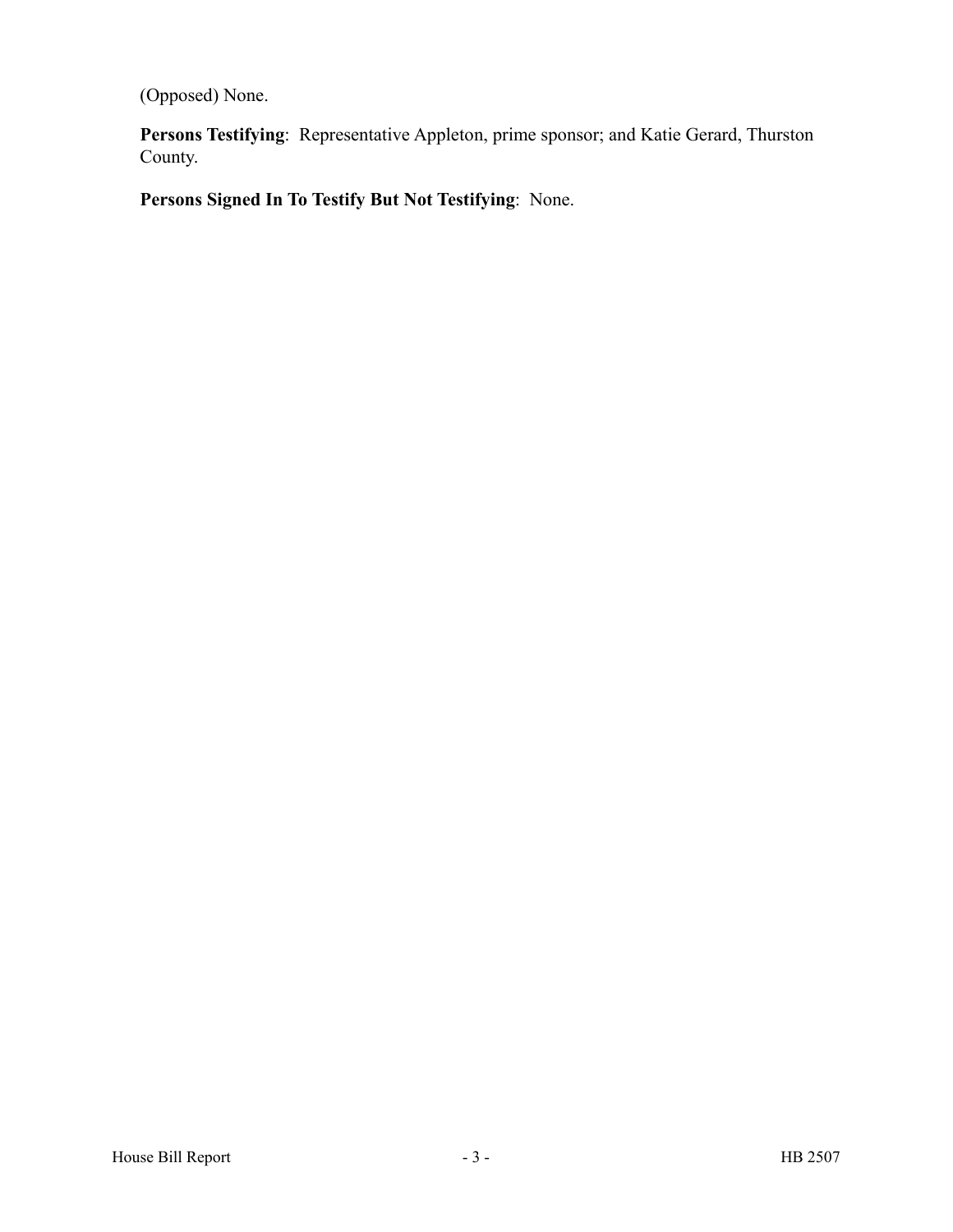(Opposed) None.

**Persons Testifying**: Representative Appleton, prime sponsor; and Katie Gerard, Thurston County.

**Persons Signed In To Testify But Not Testifying**: None.